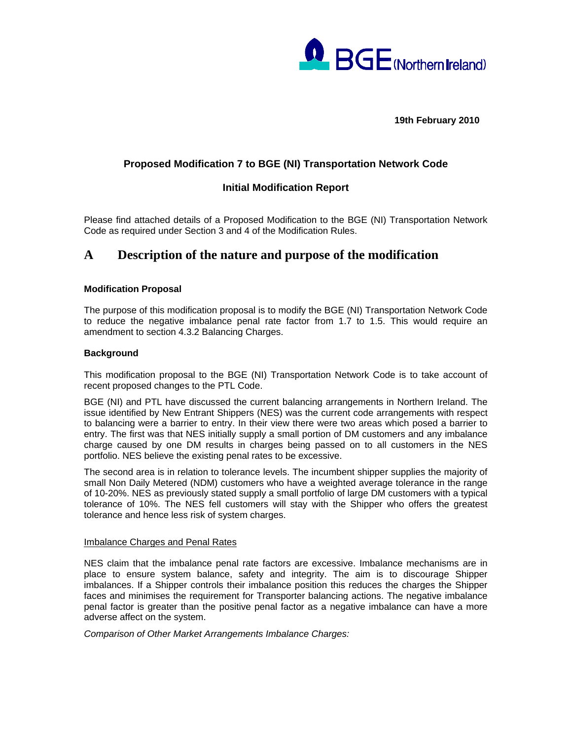BGE (Northern Ireland)

**19th February 2010**

**Proposed Modification 7 to BGE (NI) Transportation Network Code**

**Initial Modification Report**

Please find attached details of a Proposed Modification to the BGE (NI) Transportation Network Code as required under Section 3 and 4 of the Modification Rules.

# A Description of the nature and purpose of the modification

**Modification Proposal**

The purpose of this modification proposal is to modify the BGE (NI) Transportation Network Code to reduce the negative imbalance penal rate factor from 1.7 to 1.5. This would require an amendment to section 4.3.2 Balancing Charges.

**Background**

This modification proposal to the BGE (NI) Transportation Network Code is to take account of recent proposed changes to the PTL Code.

BGE (NI) and PTL have discussed the current balancing arrangements in Northern Ireland. The issue identified by New Entrant Shippers (NES) was the current code arrangements with respect to balancing were a barrier to entry. In their view there were two areas which posed a barrier to entry. The first was that NES initially supply a small portion of DM customers and any imbalance charge caused by one DM results in charges being passed on to all customers in the NES portfolio. NES believe the existing penal rates to be excessive.

The second area is in relation to tolerance levels. The incumbent shipper supplies the majority of small Non Daily Metered (NDM) customers who have a weighted average tolerance in the range of 10-20%. NES as previously stated supply a small portfolio of large DM customers with a typical tolerance of 10%. The NES fell customers will stay with the Shipper who offers the greatest tolerance and hence less risk of system charges.

<u>Imbalance Charges and Penal Rates</u>

NES claim that the imbalance penal rate factors are excessive. Imbalance mechanisms are in place to ensure system balance, safety and integrity. The aim is to discourage Shipper imbalances. If a Shipper controls their imbalance position this reduces the charges the Shipper faces and minimises the requirement for Transporter balancing actions. The negative imbalance penal factor is greater than the positive penal factor as a negative imbalance can have a more adverse affect on the system.

*Comparison of Other Market Arrangements Imbalance Charges:*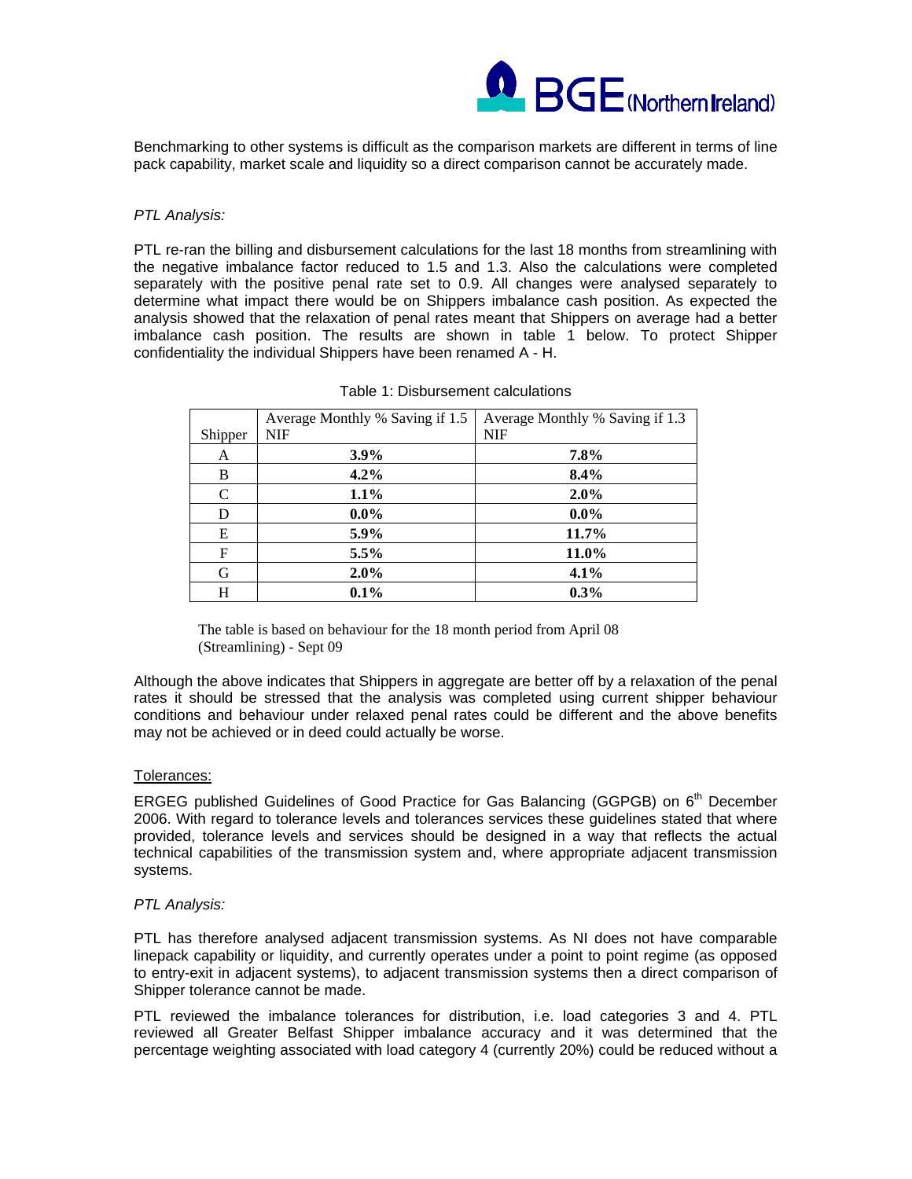Benchmarking to other systems is difficult as the comparison markets are different in terms of line pack capability, market scale and liquidity so a direct comparison cannot be accurately made.

*PTL Analysis:*

PTL re-ran the billing and disbursement calculations for the last 18 months from streamlining with the negative imbalance factor reduced to 1.5 and 1.3. Also the calculations were completed separately with the positive penal rate set to 0.9. All changes were analysed separately to determine what impact there would be on Shippers imbalance cash position. As expected the analysis showed that the relaxation of penal rates meant that Shippers on average had a better imbalance cash position. The results are shown in table 1 below. To protect Shipper confidentiality the individual Shippers have been renamed A - H.

Table 1: Disbursement calculations

| Shipper | Average Monthly % Saving if 1.5 NIF | Average Monthly % Saving if 1.3 NIF |
|---|---|---|
| A | **3.9%** | **7.8%** |
| B | **4.2%** | **8.4%** |
| C | **1.1%** | **2.0%** |
| D | **0.0%** | **0.0%** |
| E | **5.9%** | **11.7%** |
| F | **5.5%** | **11.0%** |
| G | **2.0%** | **4.1%** |
| H | **0.1%** | **0.3%** |

The table is based on behaviour for the 18 month period from April 08 (Streamlining) - Sept 09

Although the above indicates that Shippers in aggregate are better off by a relaxation of the penal rates it should be stressed that the analysis was completed using current shipper behaviour conditions and behaviour under relaxed penal rates could be different and the above benefits may not be achieved or in deed could actually be worse.

<u>Tolerances:</u>

ERGEG published Guidelines of Good Practice for Gas Balancing (GGPGB) on 6th December 2006. With regard to tolerance levels and tolerances services these guidelines stated that where provided, tolerance levels and services should be designed in a way that reflects the actual technical capabilities of the transmission system and, where appropriate adjacent transmission systems.

*PTL Analysis:*

PTL has therefore analysed adjacent transmission systems. As NI does not have comparable linepack capability or liquidity, and currently operates under a point to point regime (as opposed to entry-exit in adjacent systems), to adjacent transmission systems then a direct comparison of Shipper tolerance cannot be made.

PTL reviewed the imbalance tolerances for distribution, i.e. load categories 3 and 4. PTL reviewed all Greater Belfast Shipper imbalance accuracy and it was determined that the percentage weighting associated with load category 4 (currently 20%) could be reduced without a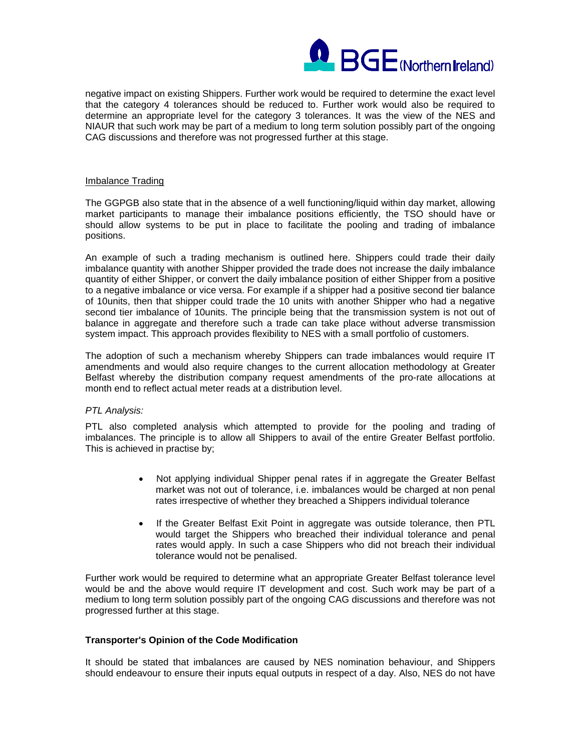negative impact on existing Shippers. Further work would be required to determine the exact level that the category 4 tolerances should be reduced to. Further work would also be required to determine an appropriate level for the category 3 tolerances. It was the view of the NES and NIAUR that such work may be part of a medium to long term solution possibly part of the ongoing CAG discussions and therefore was not progressed further at this stage.

<u>Imbalance Trading</u>

The GGPGB also state that in the absence of a well functioning/liquid within day market, allowing market participants to manage their imbalance positions efficiently, the TSO should have or should allow systems to be put in place to facilitate the pooling and trading of imbalance positions.

An example of such a trading mechanism is outlined here. Shippers could trade their daily imbalance quantity with another Shipper provided the trade does not increase the daily imbalance quantity of either Shipper, or convert the daily imbalance position of either Shipper from a positive to a negative imbalance or vice versa. For example if a shipper had a positive second tier balance of 10units, then that shipper could trade the 10 units with another Shipper who had a negative second tier imbalance of 10units. The principle being that the transmission system is not out of balance in aggregate and therefore such a trade can take place without adverse transmission system impact. This approach provides flexibility to NES with a small portfolio of customers.

The adoption of such a mechanism whereby Shippers can trade imbalances would require IT amendments and would also require changes to the current allocation methodology at Greater Belfast whereby the distribution company request amendments of the pro-rate allocations at month end to reflect actual meter reads at a distribution level.

*PTL Analysis:*

PTL also completed analysis which attempted to provide for the pooling and trading of imbalances. The principle is to allow all Shippers to avail of the entire Greater Belfast portfolio. This is achieved in practise by;

- Not applying individual Shipper penal rates if in aggregate the Greater Belfast market was not out of tolerance, i.e. imbalances would be charged at non penal rates irrespective of whether they breached a Shippers individual tolerance
- If the Greater Belfast Exit Point in aggregate was outside tolerance, then PTL would target the Shippers who breached their individual tolerance and penal rates would apply. In such a case Shippers who did not breach their individual tolerance would not be penalised.

Further work would be required to determine what an appropriate Greater Belfast tolerance level would be and the above would require IT development and cost. Such work may be part of a medium to long term solution possibly part of the ongoing CAG discussions and therefore was not progressed further at this stage.

**Transporter's Opinion of the Code Modification**

It should be stated that imbalances are caused by NES nomination behaviour, and Shippers should endeavour to ensure their inputs equal outputs in respect of a day. Also, NES do not have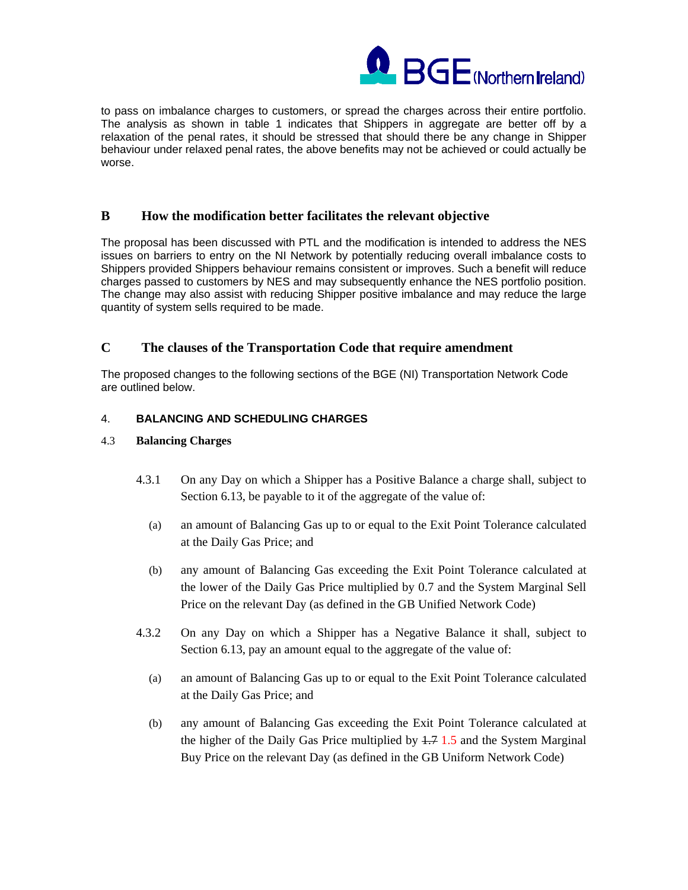to pass on imbalance charges to customers, or spread the charges across their entire portfolio. The analysis as shown in table 1 indicates that Shippers in aggregate are better off by a relaxation of the penal rates, it should be stressed that should there be any change in Shipper behaviour under relaxed penal rates, the above benefits may not be achieved or could actually be worse.

## B How the modification better facilitates the relevant objective

The proposal has been discussed with PTL and the modification is intended to address the NES issues on barriers to entry on the NI Network by potentially reducing overall imbalance costs to Shippers provided Shippers behaviour remains consistent or improves. Such a benefit will reduce charges passed to customers by NES and may subsequently enhance the NES portfolio position. The change may also assist with reducing Shipper positive imbalance and may reduce the large quantity of system sells required to be made.

## C The clauses of the Transportation Code that require amendment

The proposed changes to the following sections of the BGE (NI) Transportation Network Code are outlined below.

### 4. BALANCING AND SCHEDULING CHARGES

#### 4.3 Balancing Charges

4.3.1 On any Day on which a Shipper has a Positive Balance a charge shall, subject to Section 6.13, be payable to it of the aggregate of the value of:

(a) an amount of Balancing Gas up to or equal to the Exit Point Tolerance calculated at the Daily Gas Price; and

(b) any amount of Balancing Gas exceeding the Exit Point Tolerance calculated at the lower of the Daily Gas Price multiplied by 0.7 and the System Marginal Sell Price on the relevant Day (as defined in the GB Unified Network Code)

4.3.2 On any Day on which a Shipper has a Negative Balance it shall, subject to Section 6.13, pay an amount equal to the aggregate of the value of:

(a) an amount of Balancing Gas up to or equal to the Exit Point Tolerance calculated at the Daily Gas Price; and

(b) any amount of Balancing Gas exceeding the Exit Point Tolerance calculated at the higher of the Daily Gas Price multiplied by ~~1.7~~ 1.5 and the System Marginal Buy Price on the relevant Day (as defined in the GB Uniform Network Code)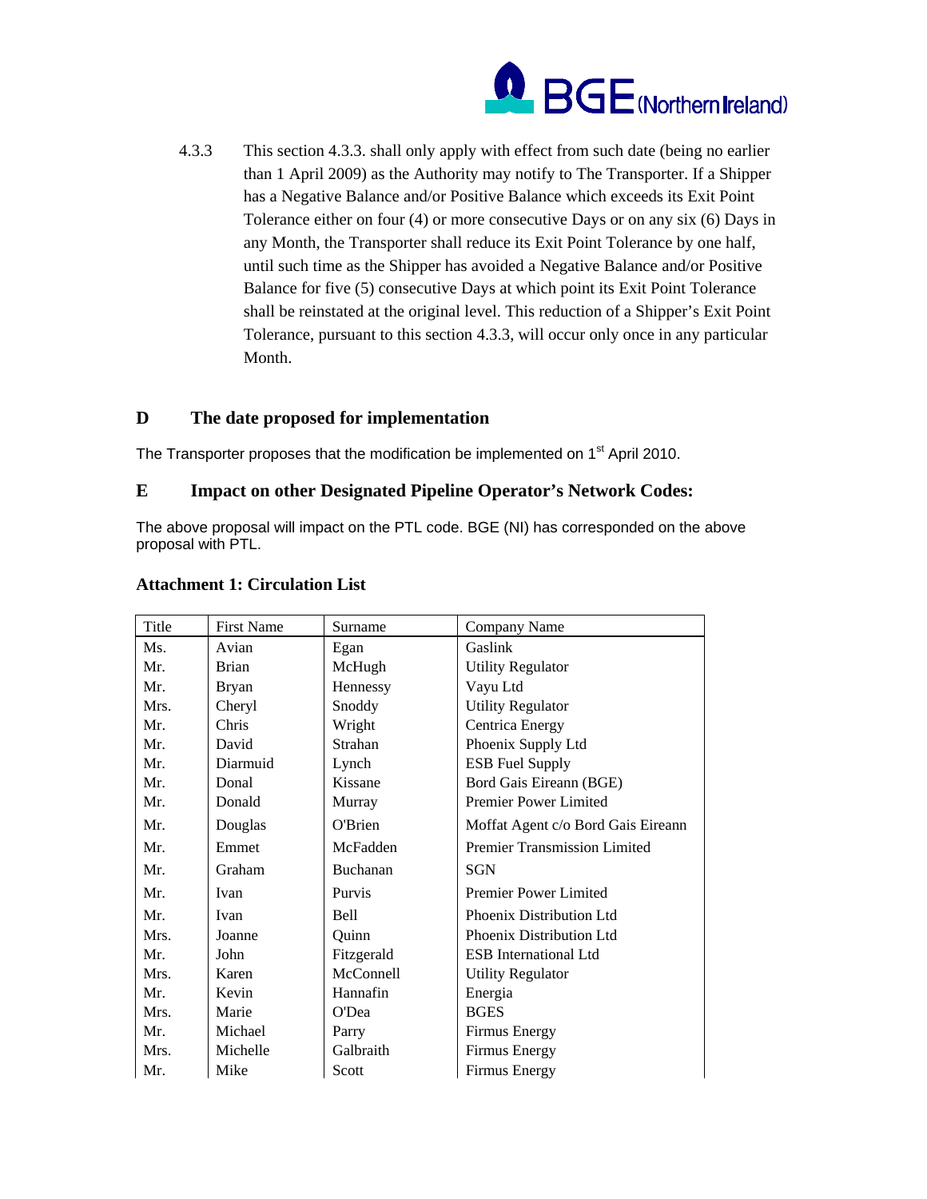4.3.3 This section 4.3.3. shall only apply with effect from such date (being no earlier than 1 April 2009) as the Authority may notify to The Transporter. If a Shipper has a Negative Balance and/or Positive Balance which exceeds its Exit Point Tolerance either on four (4) or more consecutive Days or on any six (6) Days in any Month, the Transporter shall reduce its Exit Point Tolerance by one half, until such time as the Shipper has avoided a Negative Balance and/or Positive Balance for five (5) consecutive Days at which point its Exit Point Tolerance shall be reinstated at the original level. This reduction of a Shipper's Exit Point Tolerance, pursuant to this section 4.3.3, will occur only once in any particular Month.

## D The date proposed for implementation

The Transporter proposes that the modification be implemented on 1st April 2010.

## E Impact on other Designated Pipeline Operator's Network Codes:

The above proposal will impact on the PTL code. BGE (NI) has corresponded on the above proposal with PTL.

### Attachment 1: Circulation List

| Title | First Name | Surname | Company Name |
|---|---|---|---|
| Ms. | Avian | Egan | Gaslink |
| Mr. | Brian | McHugh | Utility Regulator |
| Mr. | Bryan | Hennessy | Vayu Ltd |
| Mrs. | Cheryl | Snoddy | Utility Regulator |
| Mr. | Chris | Wright | Centrica Energy |
| Mr. | David | Strahan | Phoenix Supply Ltd |
| Mr. | Diarmuid | Lynch | ESB Fuel Supply |
| Mr. | Donal | Kissane | Bord Gais Eireann (BGE) |
| Mr. | Donald | Murray | Premier Power Limited |
| Mr. | Douglas | O'Brien | Moffat Agent c/o Bord Gais Eireann |
| Mr. | Emmet | McFadden | Premier Transmission Limited |
| Mr. | Graham | Buchanan | SGN |
| Mr. | Ivan | Purvis | Premier Power Limited |
| Mr. | Ivan | Bell | Phoenix Distribution Ltd |
| Mrs. | Joanne | Quinn | Phoenix Distribution Ltd |
| Mr. | John | Fitzgerald | ESB International Ltd |
| Mrs. | Karen | McConnell | Utility Regulator |
| Mr. | Kevin | Hannafin | Energia |
| Mrs. | Marie | O'Dea | BGES |
| Mr. | Michael | Parry | Firmus Energy |
| Mrs. | Michelle | Galbraith | Firmus Energy |
| Mr. | Mike | Scott | Firmus Energy |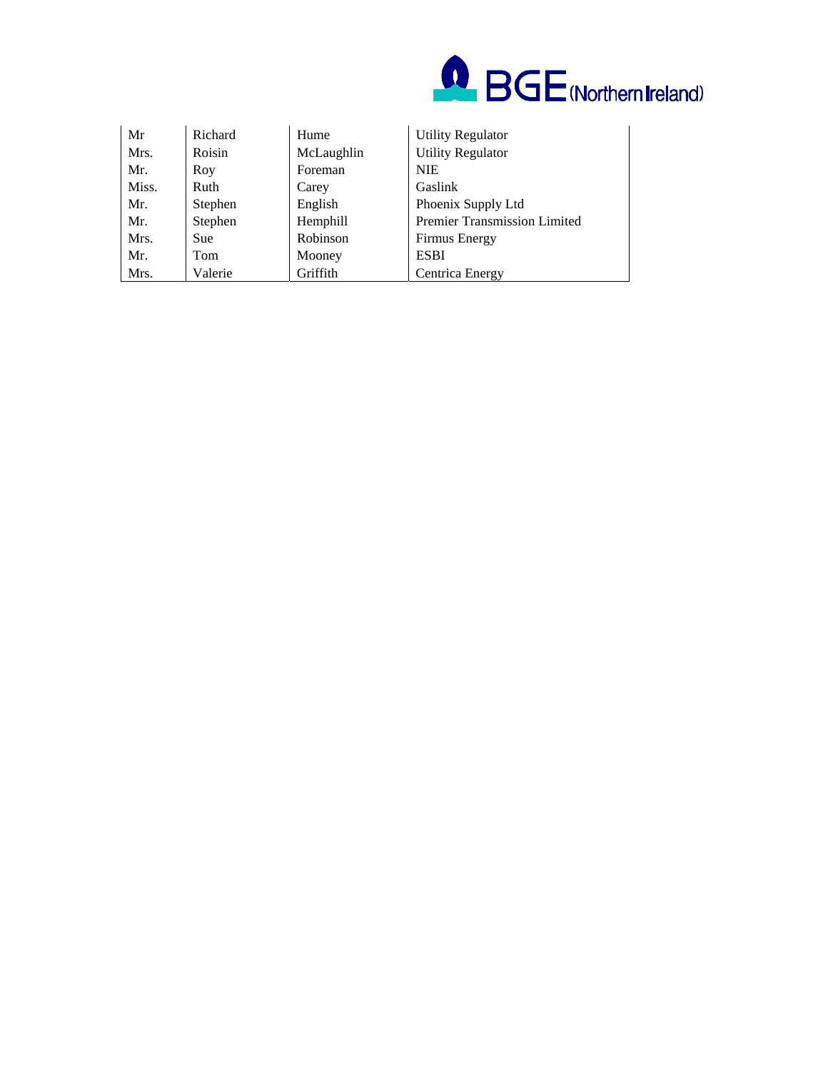| | | | |
|---|---|---|---|
| Mr | Richard | Hume | Utility Regulator |
| Mrs. | Roisin | McLaughlin | Utility Regulator |
| Mr. | Roy | Foreman | NIE |
| Miss. | Ruth | Carey | Gaslink |
| Mr. | Stephen | English | Phoenix Supply Ltd |
| Mr. | Stephen | Hemphill | Premier Transmission Limited |
| Mrs. | Sue | Robinson | Firmus Energy |
| Mr. | Tom | Mooney | ESBI |
| Mrs. | Valerie | Griffith | Centrica Energy |